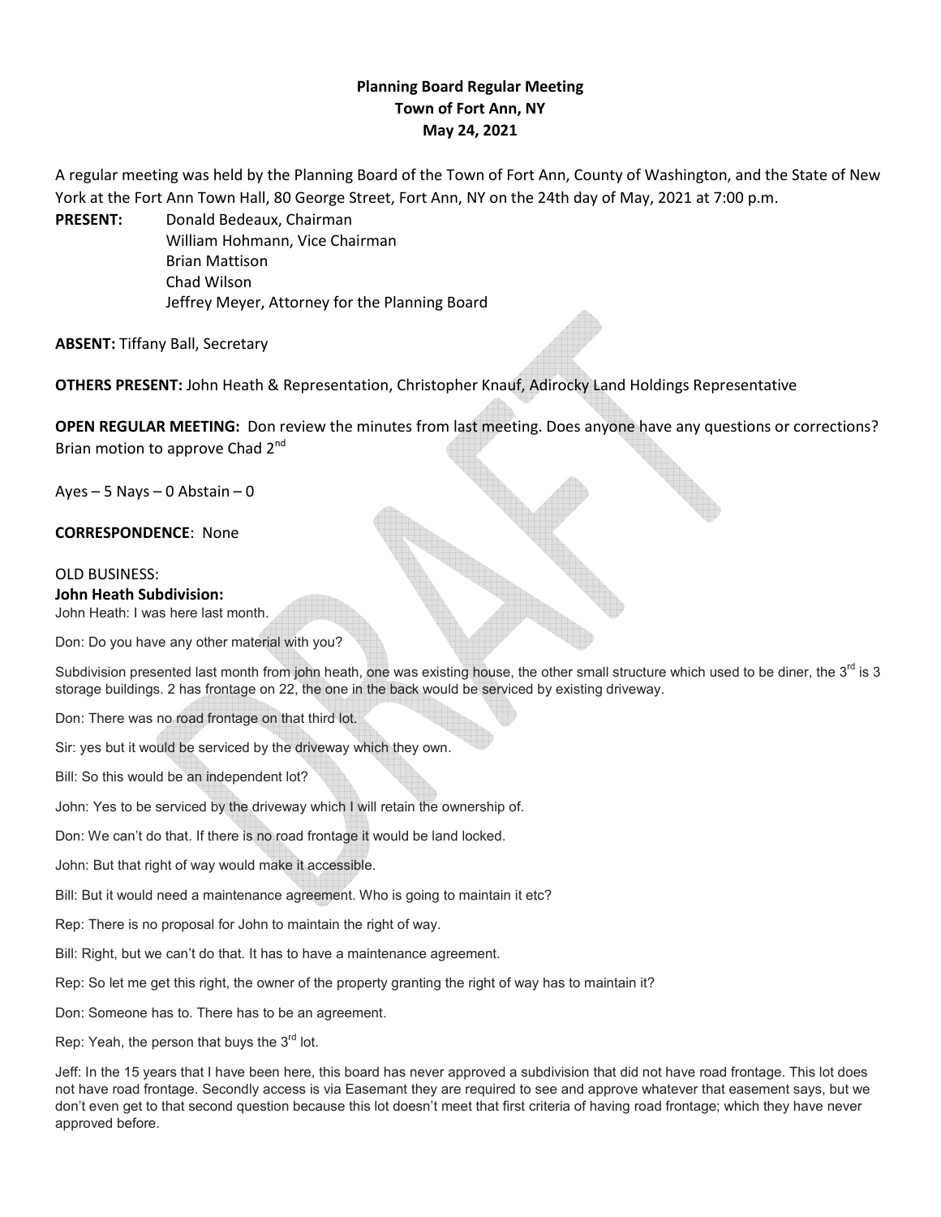**Planning Board Regular Meeting**
**Town of Fort Ann, NY**
**May 24, 2021**

A regular meeting was held by the Planning Board of the Town of Fort Ann, County of Washington, and the State of New York at the Fort Ann Town Hall, 80 George Street, Fort Ann, NY on the 24th day of May, 2021 at 7:00 p.m.

**PRESENT:** Donald Bedeaux, Chairman
William Hohmann, Vice Chairman
Brian Mattison
Chad Wilson
Jeffrey Meyer, Attorney for the Planning Board

**ABSENT:** Tiffany Ball, Secretary

**OTHERS PRESENT:** John Heath & Representation, Christopher Knauf, Adirocky Land Holdings Representative

**OPEN REGULAR MEETING:** Don review the minutes from last meeting. Does anyone have any questions or corrections? Brian motion to approve Chad 2nd

Ayes – 5 Nays – 0 Abstain – 0

**CORRESPONDENCE**: None

OLD BUSINESS:
**John Heath Subdivision:**
John Heath: I was here last month.

Don: Do you have any other material with you?

Subdivision presented last month from john heath, one was existing house, the other small structure which used to be diner, the 3rd is 3 storage buildings. 2 has frontage on 22, the one in the back would be serviced by existing driveway.

Don: There was no road frontage on that third lot.

Sir: yes but it would be serviced by the driveway which they own.

Bill: So this would be an independent lot?

John: Yes to be serviced by the driveway which I will retain the ownership of.

Don: We can't do that. If there is no road frontage it would be land locked.

John: But that right of way would make it accessible.

Bill: But it would need a maintenance agreement. Who is going to maintain it etc?

Rep: There is no proposal for John to maintain the right of way.

Bill: Right, but we can't do that. It has to have a maintenance agreement.

Rep: So let me get this right, the owner of the property granting the right of way has to maintain it?

Don: Someone has to. There has to be an agreement.

Rep: Yeah, the person that buys the 3rd lot.

Jeff: In the 15 years that I have been here, this board has never approved a subdivision that did not have road frontage. This lot does not have road frontage. Secondly access is via Easemant they are required to see and approve whatever that easement says, but we don't even get to that second question because this lot doesn't meet that first criteria of having road frontage; which they have never approved before.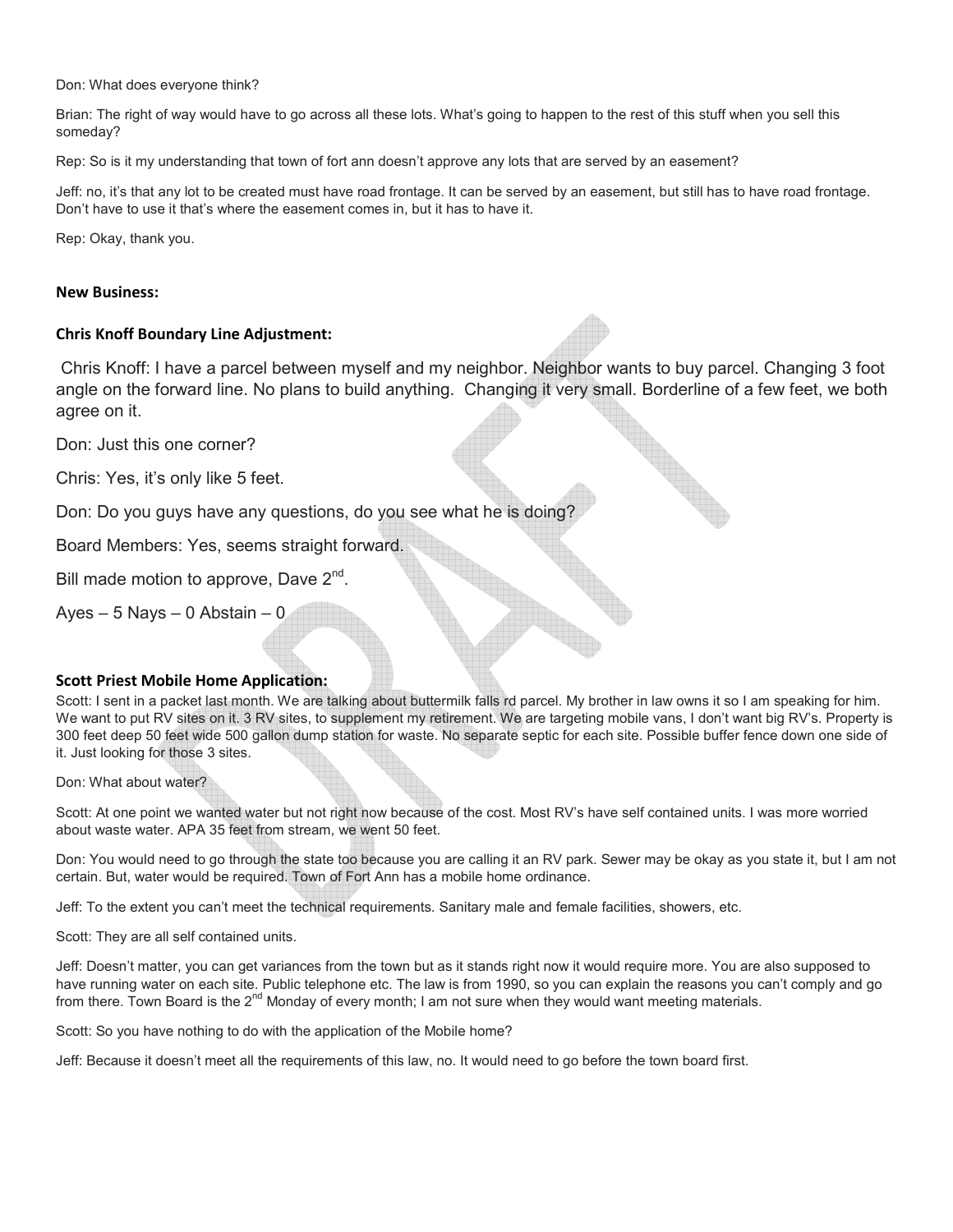Don: What does everyone think?

Brian: The right of way would have to go across all these lots. What's going to happen to the rest of this stuff when you sell this someday?

Rep: So is it my understanding that town of fort ann doesn't approve any lots that are served by an easement?

Jeff: no, it's that any lot to be created must have road frontage. It can be served by an easement, but still has to have road frontage. Don't have to use it that's where the easement comes in, but it has to have it.

Rep: Okay, thank you.

**New Business:**

**Chris Knoff Boundary Line Adjustment:**

Chris Knoff: I have a parcel between myself and my neighbor. Neighbor wants to buy parcel. Changing 3 foot angle on the forward line. No plans to build anything. Changing it very small. Borderline of a few feet, we both agree on it.

Don: Just this one corner?

Chris: Yes, it's only like 5 feet.

Don: Do you guys have any questions, do you see what he is doing?

Board Members: Yes, seems straight forward.

Bill made motion to approve, Dave 2nd.

Ayes – 5 Nays – 0 Abstain – 0

**Scott Priest Mobile Home Application:**

Scott: I sent in a packet last month. We are talking about buttermilk falls rd parcel. My brother in law owns it so I am speaking for him. We want to put RV sites on it. 3 RV sites, to supplement my retirement. We are targeting mobile vans, I don't want big RV's. Property is 300 feet deep 50 feet wide 500 gallon dump station for waste. No separate septic for each site. Possible buffer fence down one side of it. Just looking for those 3 sites.

Don: What about water?

Scott: At one point we wanted water but not right now because of the cost. Most RV's have self contained units. I was more worried about waste water. APA 35 feet from stream, we went 50 feet.

Don: You would need to go through the state too because you are calling it an RV park. Sewer may be okay as you state it, but I am not certain. But, water would be required. Town of Fort Ann has a mobile home ordinance.

Jeff: To the extent you can't meet the technical requirements. Sanitary male and female facilities, showers, etc.

Scott: They are all self contained units.

Jeff: Doesn't matter, you can get variances from the town but as it stands right now it would require more. You are also supposed to have running water on each site. Public telephone etc. The law is from 1990, so you can explain the reasons you can't comply and go from there. Town Board is the 2nd Monday of every month; I am not sure when they would want meeting materials.

Scott: So you have nothing to do with the application of the Mobile home?

Jeff: Because it doesn't meet all the requirements of this law, no. It would need to go before the town board first.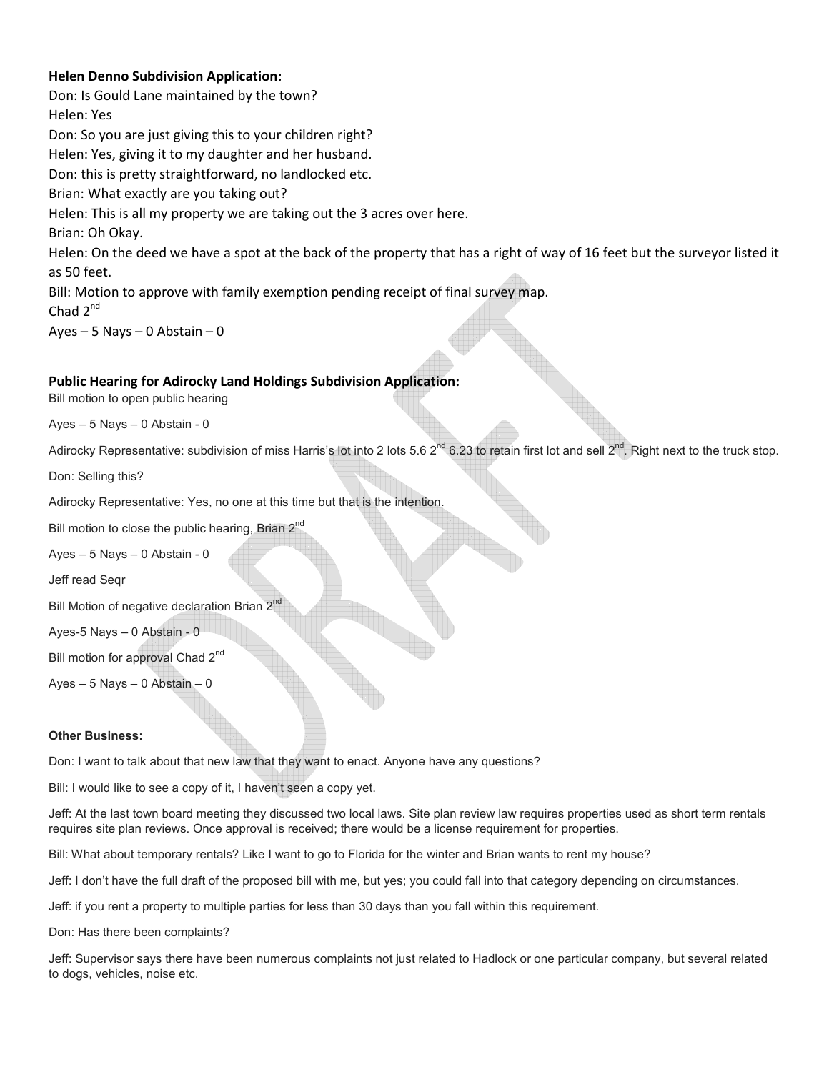**Helen Denno Subdivision Application:**

Don: Is Gould Lane maintained by the town?

Helen: Yes

Don: So you are just giving this to your children right?

Helen: Yes, giving it to my daughter and her husband.

Don: this is pretty straightforward, no landlocked etc.

Brian: What exactly are you taking out?

Helen: This is all my property we are taking out the 3 acres over here.

Brian: Oh Okay.

Helen: On the deed we have a spot at the back of the property that has a right of way of 16 feet but the surveyor listed it as 50 feet.

Bill: Motion to approve with family exemption pending receipt of final survey map.

Chad 2nd

Ayes – 5 Nays – 0 Abstain – 0

**Public Hearing for Adirocky Land Holdings Subdivision Application:**

Bill motion to open public hearing

Ayes – 5 Nays – 0 Abstain - 0

Adirocky Representative: subdivision of miss Harris's lot into 2 lots 5.6 2nd 6.23 to retain first lot and sell 2nd. Right next to the truck stop.

Don: Selling this?

Adirocky Representative: Yes, no one at this time but that is the intention.

Bill motion to close the public hearing, Brian 2nd

Ayes – 5 Nays – 0 Abstain - 0

Jeff read Seqr

Bill Motion of negative declaration Brian 2nd

Ayes-5 Nays – 0 Abstain - 0

Bill motion for approval Chad 2nd

Ayes – 5 Nays – 0 Abstain – 0

**Other Business:**

Don: I want to talk about that new law that they want to enact. Anyone have any questions?

Bill: I would like to see a copy of it, I haven't seen a copy yet.

Jeff: At the last town board meeting they discussed two local laws. Site plan review law requires properties used as short term rentals requires site plan reviews. Once approval is received; there would be a license requirement for properties.

Bill: What about temporary rentals? Like I want to go to Florida for the winter and Brian wants to rent my house?

Jeff: I don't have the full draft of the proposed bill with me, but yes; you could fall into that category depending on circumstances.

Jeff: if you rent a property to multiple parties for less than 30 days than you fall within this requirement.

Don: Has there been complaints?

Jeff: Supervisor says there have been numerous complaints not just related to Hadlock or one particular company, but several related to dogs, vehicles, noise etc.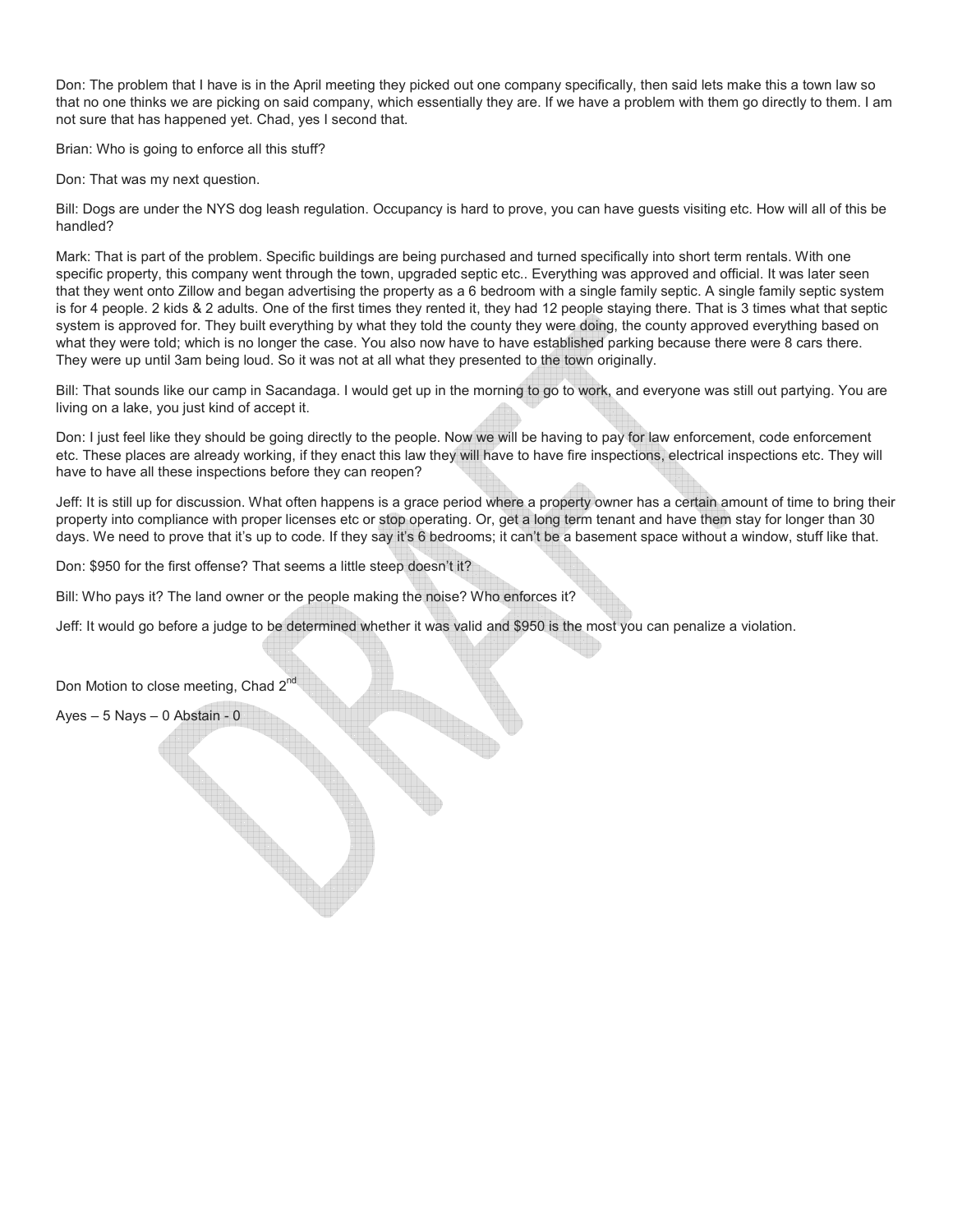Don: The problem that I have is in the April meeting they picked out one company specifically, then said lets make this a town law so that no one thinks we are picking on said company, which essentially they are. If we have a problem with them go directly to them. I am not sure that has happened yet. Chad, yes I second that.

Brian: Who is going to enforce all this stuff?

Don: That was my next question.

Bill: Dogs are under the NYS dog leash regulation. Occupancy is hard to prove, you can have guests visiting etc. How will all of this be handled?

Mark: That is part of the problem. Specific buildings are being purchased and turned specifically into short term rentals. With one specific property, this company went through the town, upgraded septic etc.. Everything was approved and official. It was later seen that they went onto Zillow and began advertising the property as a 6 bedroom with a single family septic. A single family septic system is for 4 people. 2 kids & 2 adults. One of the first times they rented it, they had 12 people staying there. That is 3 times what that septic system is approved for. They built everything by what they told the county they were doing, the county approved everything based on what they were told; which is no longer the case. You also now have to have established parking because there were 8 cars there. They were up until 3am being loud. So it was not at all what they presented to the town originally.

Bill: That sounds like our camp in Sacandaga. I would get up in the morning to go to work, and everyone was still out partying. You are living on a lake, you just kind of accept it.

Don: I just feel like they should be going directly to the people. Now we will be having to pay for law enforcement, code enforcement etc. These places are already working, if they enact this law they will have to have fire inspections, electrical inspections etc. They will have to have all these inspections before they can reopen?

Jeff: It is still up for discussion. What often happens is a grace period where a property owner has a certain amount of time to bring their property into compliance with proper licenses etc or stop operating. Or, get a long term tenant and have them stay for longer than 30 days. We need to prove that it's up to code. If they say it's 6 bedrooms; it can't be a basement space without a window, stuff like that.

Don: $950 for the first offense? That seems a little steep doesn't it?

Bill: Who pays it? The land owner or the people making the noise? Who enforces it?

Jeff: It would go before a judge to be determined whether it was valid and $950 is the most you can penalize a violation.

Don Motion to close meeting, Chad 2nd

Ayes – 5 Nays – 0 Abstain - 0